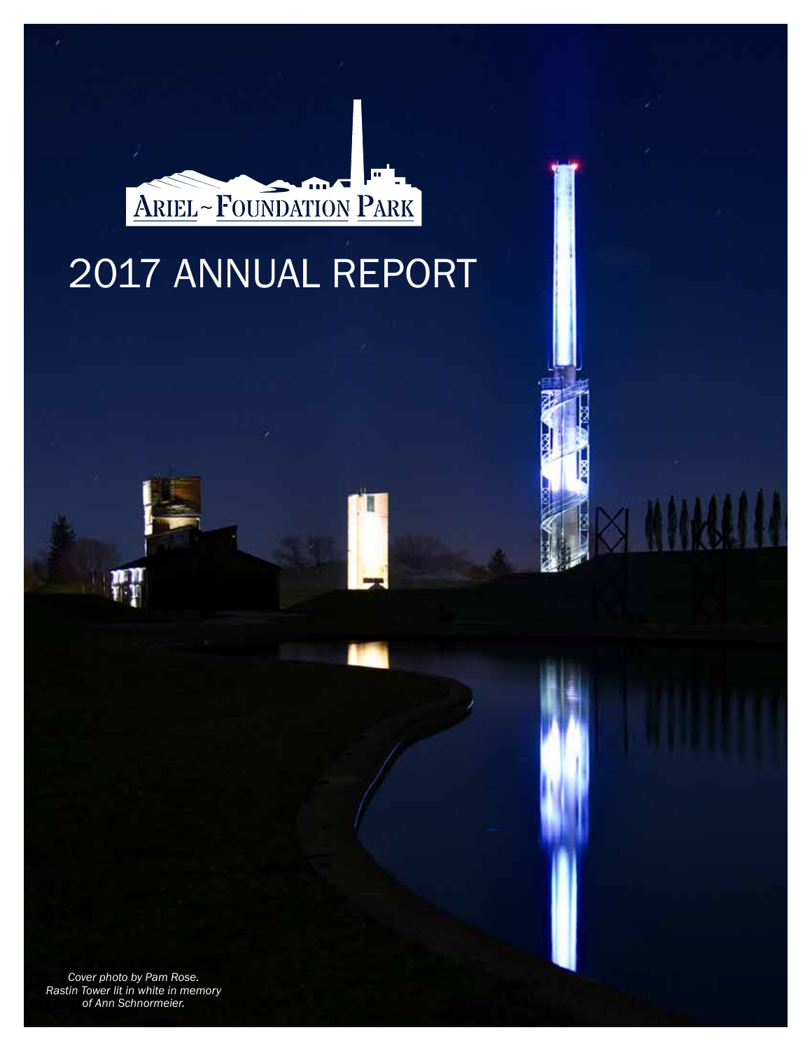ARIEL ~ FOUNDATION PARK

# 2017 ANNUAL REPORT

*Cover photo by Pam Rose.*
*Rastin Tower lit in white in memory of Ann Schnormeier.*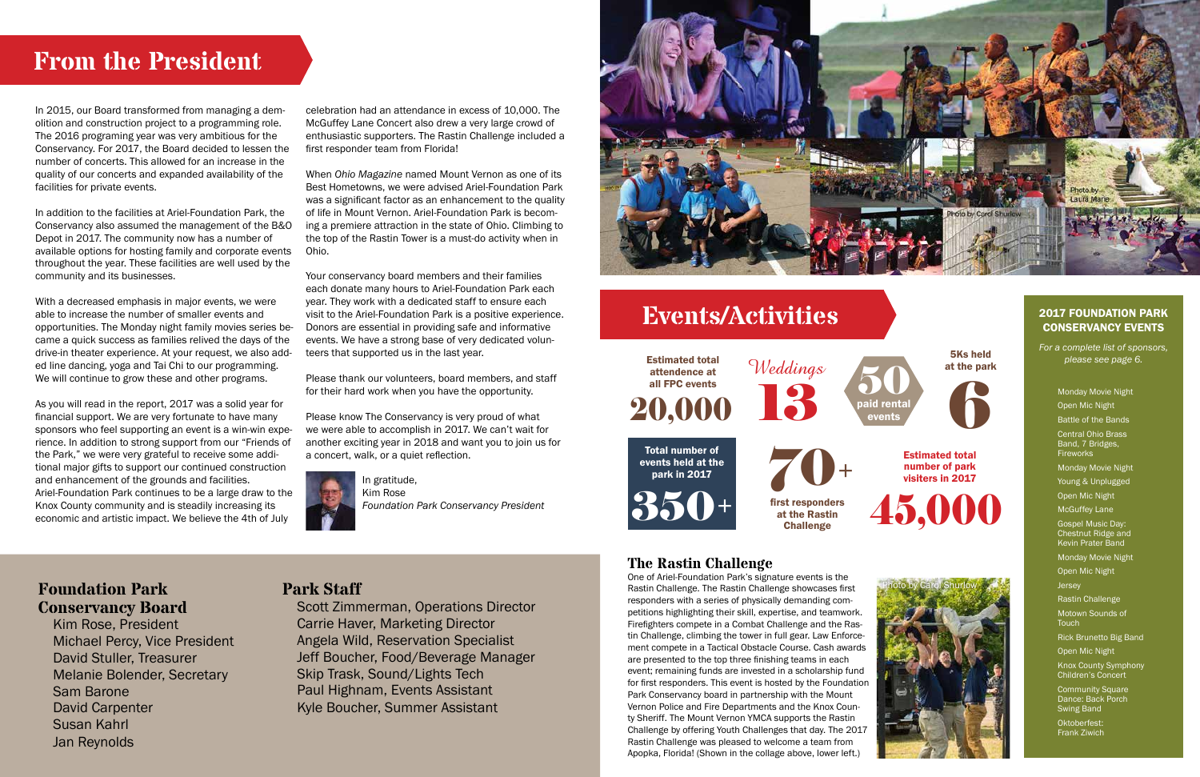# From the President

In 2015, our Board transformed from managing a demolition and construction project to a programming role. The 2016 programing year was very ambitious for the Conservancy. For 2017, the Board decided to lessen the number of concerts. This allowed for an increase in the quality of our concerts and expanded availability of the facilities for private events.

In addition to the facilities at Ariel-Foundation Park, the Conservancy also assumed the management of the B&O Depot in 2017. The community now has a number of available options for hosting family and corporate events throughout the year. These facilities are well used by the community and its businesses.

With a decreased emphasis in major events, we were able to increase the number of smaller events and opportunities. The Monday night family movies series became a quick success as families relived the days of the drive-in theater experience. At your request, we also added line dancing, yoga and Tai Chi to our programming. We will continue to grow these and other programs.

As you will read in the report, 2017 was a solid year for financial support. We are very fortunate to have many sponsors who feel supporting an event is a win-win experience. In addition to strong support from our "Friends of the Park," we were very grateful to receive some additional major gifts to support our continued construction and enhancement of the grounds and facilities. Ariel-Foundation Park continues to be a large draw to the Knox County community and is steadily increasing its economic and artistic impact. We believe the 4th of July celebration had an attendance in excess of 10,000. The McGuffey Lane Concert also drew a very large crowd of enthusiastic supporters. The Rastin Challenge included a first responder team from Florida!

When *Ohio Magazine* named Mount Vernon as one of its Best Hometowns, we were advised Ariel-Foundation Park was a significant factor as an enhancement to the quality of life in Mount Vernon. Ariel-Foundation Park is becoming a premiere attraction in the state of Ohio. Climbing to the top of the Rastin Tower is a must-do activity when in Ohio.

Your conservancy board members and their families each donate many hours to Ariel-Foundation Park each year. They work with a dedicated staff to ensure each visit to the Ariel-Foundation Park is a positive experience. Donors are essential in providing safe and informative events. We have a strong base of very dedicated volunteers that supported us in the last year.

Please thank our volunteers, board members, and staff for their hard work when you have the opportunity.

Please know The Conservancy is very proud of what we were able to accomplish in 2017. We can't wait for another exciting year in 2018 and want you to join us for a concert, walk, or a quiet reflection.

In gratitude,
Kim Rose
*Foundation Park Conservancy President*

## Foundation Park Conservancy Board

Kim Rose, President
Michael Percy, Vice President
David Stuller, Treasurer
Melanie Bolender, Secretary
Sam Barone
David Carpenter
Susan Kahrl
Jan Reynolds

## Park Staff

Scott Zimmerman, Operations Director
Carrie Haver, Marketing Director
Angela Wild, Reservation Specialist
Jeff Boucher, Food/Beverage Manager
Skip Trask, Sound/Lights Tech
Paul Highnam, Events Assistant
Kyle Boucher, Summer Assistant

Photo by Carol Shurlow

Photo by Laura Marie

# Events/Activities

**Estimated total attendance at all FPC events** 20,000

*Weddings* 13

**50** paid rental events

**5Ks held at the park** 6

**Total number of events held at the park in 2017** 350+

**70+** first responders at the Rastin Challenge

**Estimated total number of park visitors in 2017** 45,000

## The Rastin Challenge

One of Ariel-Foundation Park's signature events is the Rastin Challenge. The Rastin Challenge showcases first responders with a series of physically demanding competitions highlighting their skill, expertise, and teamwork. Firefighters compete in a Combat Challenge and the Rastin Challenge, climbing the tower in full gear. Law Enforcement compete in a Tactical Obstacle Course. Cash awards are presented to the top three finishing teams in each event; remaining funds are invested in a scholarship fund for first responders. This event is hosted by the Foundation Park Conservancy board in partnership with the Mount Vernon Police and Fire Departments and the Knox County Sheriff. The Mount Vernon YMCA supports the Rastin Challenge by offering Youth Challenges that day. The 2017 Rastin Challenge was pleased to welcome a team from Apopka, Florida! (Shown in the collage above, lower left.)

Photo by Carol Shurlow

## 2017 Foundation Park Conservancy Events

*For a complete list of sponsors, please see page 6.*

- Monday Movie Night
- Open Mic Night
- Battle of the Bands
- Central Ohio Brass Band, 7 Bridges, Fireworks
- Monday Movie Night
- Young & Unplugged
- Open Mic Night
- McGuffey Lane
- Gospel Music Day: Chestnut Ridge and Kevin Prater Band
- Monday Movie Night
- Open Mic Night
- Jersey
- Rastin Challenge
- Motown Sounds of Touch
- Rick Brunetto Big Band
- Open Mic Night
- Knox County Symphony Children's Concert
- Community Square Dance: Back Porch Swing Band
- Oktoberfest: Frank Ziwich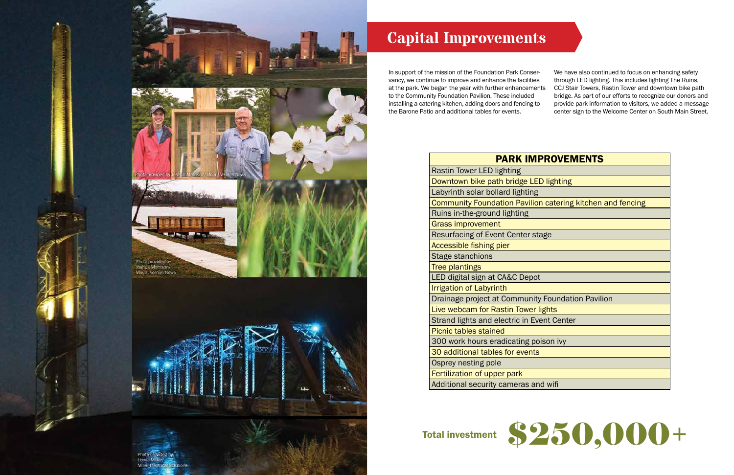# Capital Improvements

In support of the mission of the Foundation Park Conservancy, we continue to improve and enhance the facilities at the park. We began the year with further enhancements to the Community Foundation Pavilion. These included installing a catering kitchen, adding doors and fencing to the Barone Patio and additional tables for events.

We have also continued to focus on enhancing safety through LED lighting. This includes lighting The Ruins, CCJ Stair Towers, Rastin Tower and downtown bike path bridge. As part of our efforts to recognize our donors and provide park information to visitors, we added a message center sign to the Welcome Center on South Main Street.

| PARK IMPROVEMENTS |
|---|
| Rastin Tower LED lighting |
| Downtown bike path bridge LED lighting |
| Labyrinth solar bollard lighting |
| Community Foundation Pavilion catering kitchen and fencing |
| Ruins in-the-ground lighting |
| Grass improvement |
| Resurfacing of Event Center stage |
| Accessible fishing pier |
| Stage stanchions |
| Tree plantings |
| LED digital sign at CA&C Depot |
| Irrigation of Labyrinth |
| Drainage project at Community Foundation Pavilion |
| Live webcam for Rastin Tower lights |
| Strand lights and electric in Event Center |
| Picnic tables stained |
| 300 work hours eradicating poison ivy |
| 30 additional tables for events |
| Osprey nesting pole |
| Fertilization of upper park |
| Additional security cameras and wifi |

**Total investment** **$250,000+**

Photo provided by Joshua Morrison/Mount Vernon News

Photo provided by Joshua Morrison/Mount Vernon News

Photo provided by Howie Miller/Miller Electrical Solutions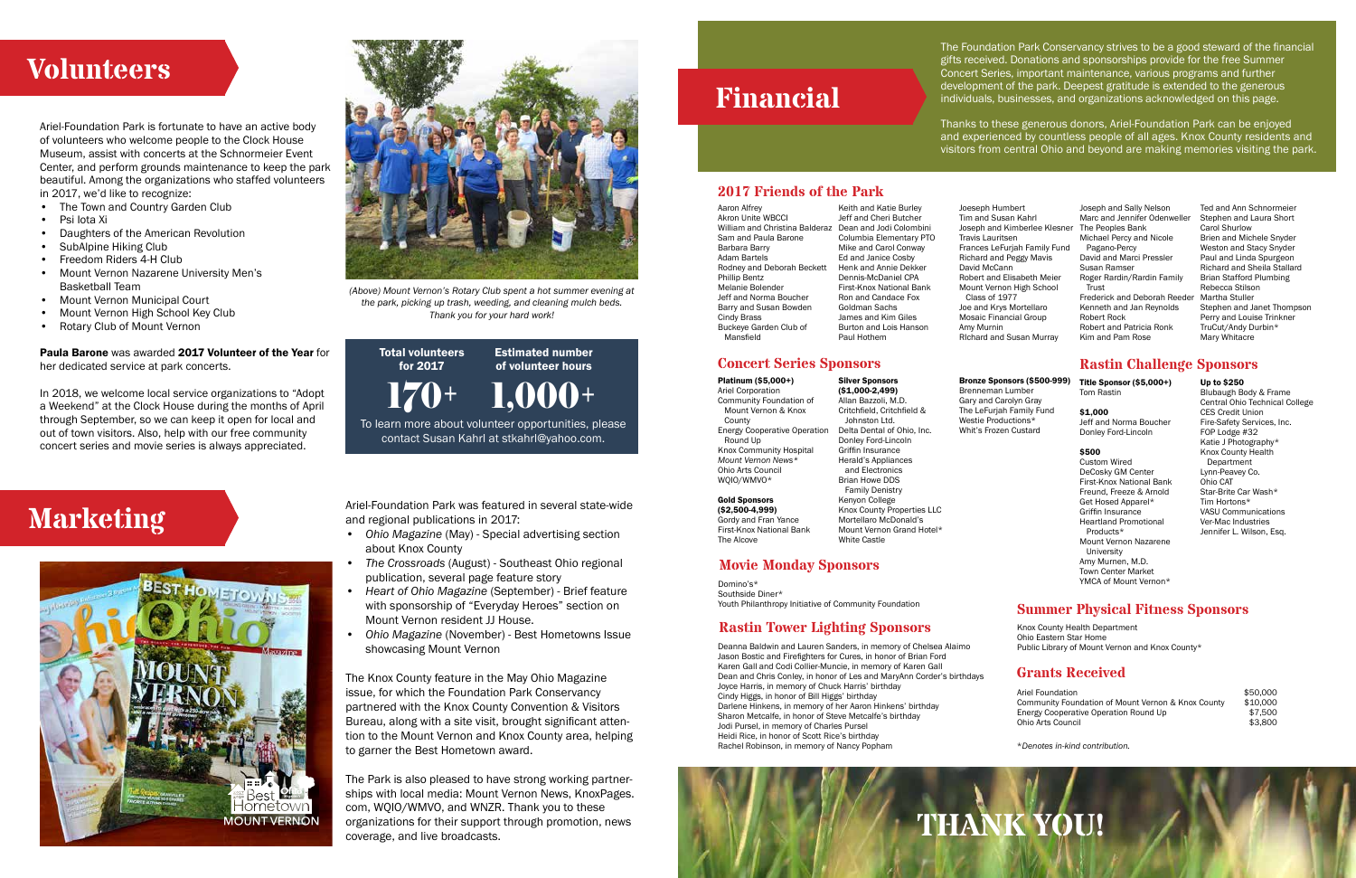# Volunteers

Ariel-Foundation Park is fortunate to have an active body of volunteers who welcome people to the Clock House Museum, assist with concerts at the Schnormeier Event Center, and perform grounds maintenance to keep the park beautiful. Among the organizations who staffed volunteers in 2017, we'd like to recognize:

- The Town and Country Garden Club
- Psi Iota Xi
- Daughters of the American Revolution
- SubAlpine Hiking Club
- Freedom Riders 4-H Club
- Mount Vernon Nazarene University Men's Basketball Team
- Mount Vernon Municipal Court
- Mount Vernon High School Key Club
- Rotary Club of Mount Vernon

**Paula Barone** was awarded **2017 Volunteer of the Year** for her dedicated service at park concerts.

In 2018, we welcome local service organizations to "Adopt a Weekend" at the Clock House during the months of April through September, so we can keep it open for local and out of town visitors. Also, help with our free community concert series and movie series is always appreciated.

*(Above) Mount Vernon's Rotary Club spent a hot summer evening at the park, picking up trash, weeding, and cleaning mulch beds. Thank you for your hard work!*

| Total volunteers for 2017 | Estimated number of volunteer hours |
|---|---|
| 170+ | 1,000+ |

To learn more about volunteer opportunities, please contact Susan Kahrl at stkahrl@yahoo.com.

# Marketing

Ariel-Foundation Park was featured in several state-wide and regional publications in 2017:

- *Ohio Magazine* (May) - Special advertising section about Knox County
- *The Crossroads* (August) - Southeast Ohio regional publication, several page feature story
- *Heart of Ohio Magazine* (September) - Brief feature with sponsorship of "Everyday Heroes" section on Mount Vernon resident JJ House.
- *Ohio Magazine* (November) - Best Hometowns Issue showcasing Mount Vernon

The Knox County feature in the May Ohio Magazine issue, for which the Foundation Park Conservancy partnered with the Knox County Convention & Visitors Bureau, along with a site visit, brought significant attention to the Mount Vernon and Knox County area, helping to garner the Best Hometown award.

The Park is also pleased to have strong working partnerships with local media: Mount Vernon News, KnoxPages.com, WQIO/WMVO, and WNZR. Thank you to these organizations for their support through promotion, news coverage, and live broadcasts.

# Financial

The Foundation Park Conservancy strives to be a good steward of the financial gifts received. Donations and sponsorships provide for the free Summer Concert Series, important maintenance, various programs and further development of the park. Deepest gratitude is extended to the generous individuals, businesses, and organizations acknowledged on this page.

Thanks to these generous donors, Ariel-Foundation Park can be enjoyed and experienced by countless people of all ages. Knox County residents and visitors from central Ohio and beyond are making memories visiting the park.

## 2017 Friends of the Park

Aaron Alfrey
Akron Unite WBCCI
William and Christina Balderaz
Sam and Paula Barone
Barbara Barry
Adam Bartels
Rodney and Deborah Beckett
Phillip Bentz
Melanie Bolender
Jeff and Norma Boucher
Barry and Susan Bowden
Cindy Brass
Buckeye Garden Club of Mansfield
Keith and Katie Burley
Jeff and Cheri Butcher
Dean and Jodi Colombini
Columbia Elementary PTO
Mike and Carol Conway
Ed and Janice Cosby
Henk and Annie Dekker
Dennis-McDaniel CPA
First-Knox National Bank
Ron and Candace Fox
Goldman Sachs
James and Kim Giles
Burton and Lois Hanson
Paul Hothem
Joeseph Humbert
Tim and Susan Kahrl
Joseph and Kimberlee Klesner
Travis Lauritsen
Frances LeFurjah Family Fund
Richard and Peggy Mavis
David McCann
Robert and Elisabeth Meier
Mount Vernon High School Class of 1977
Joe and Krys Mortellaro
Mosaic Financial Group
Amy Murnin
RIchard and Susan Murray
Joseph and Sally Nelson
Marc and Jennifer Odenweller
The Peoples Bank
Michael Percy and Nicole Pagano-Percy
David and Marci Pressler
Susan Ramser
Roger Rardin/Rardin Family Trust
Frederick and Deborah Reeder
Kenneth and Jan Reynolds
Robert Rock
Robert and Patricia Ronk
Kim and Pam Rose
Ted and Ann Schnormeier
Stephen and Laura Short
Carol Shurlow
Brien and Michele Snyder
Weston and Stacy Snyder
Paul and Linda Spurgeon
Richard and Sheila Stallard
Brian Stafford Plumbing
Rebecca Stilson
Martha Stuller
Stephen and Janet Thompson
Perry and Louise Trinkner
TruCut/Andy Durbin*
Mary Whitacre

## Concert Series Sponsors

**Platinum ($5,000+)**
Ariel Corporation
Community Foundation of Mount Vernon & Knox County
Energy Cooperative Operation Round Up
Knox Community Hospital
*Mount Vernon News**
Ohio Arts Council
WQIO/WMVO*

**Gold Sponsors ($2,500-4,999)**
Gordy and Fran Yance
First-Knox National Bank
The Alcove

**Silver Sponsors ($1,000-2,499)**
Allan Bazzoli, M.D.
Critchfield, Critchfield & Johnston Ltd.
Delta Dental of Ohio, Inc.
Donley Ford-Lincoln
Griffin Insurance
Herald's Appliances and Electronics
Brian Howe DDS Family Denistry
Kenyon College
Knox County Properties LLC
Mortellaro McDonald's
Mount Vernon Grand Hotel*
White Castle

**Bronze Sponsors ($500-999)**
Brenneman Lumber
Gary and Carolyn Gray
The LeFurjah Family Fund
Westie Productions*
Whit's Frozen Custard

## Movie Monday Sponsors

Domino's*
Southside Diner*
Youth Philanthropy Initiative of Community Foundation

## Rastin Tower Lighting Sponsors

Deanna Baldwin and Lauren Sanders, in memory of Chelsea Alaimo
Jason Bostic and Firefighters for Cures, in honor of Brian Ford
Karen Gall and Codi Collier-Muncie, in memory of Karen Gall
Dean and Chris Conley, in honor of Les and MaryAnn Corder's birthdays
Joyce Harris, in memory of Chuck Harris' birthday
Cindy Higgs, in honor of Bill Higgs' birthday
Darlene Hinkens, in memory of her Aaron Hinkens' birthday
Sharon Metcalfe, in honor of Steve Metcalfe's birthday
Jodi Pursel, in memory of Charles Pursel
Heidi Rice, in honor of Scott Rice's birthday
Rachel Robinson, in memory of Nancy Popham

## Rastin Challenge Sponsors

**Title Sponsor ($5,000+)**
Tom Rastin

**$1,000**
Jeff and Norma Boucher
Donley Ford-Lincoln

**$500**
Custom Wired
DeCosky GM Center
First-Knox National Bank
Freund, Freeze & Arnold
Get Hosed Apparel*
Griffin Insurance
Heartland Promotional Products*
Mount Vernon Nazarene University
Amy Murnen, M.D.
Town Center Market
YMCA of Mount Vernon*

**Up to $250**
Blubaugh Body & Frame
Central Ohio Technical College
CES Credit Union
Fire-Safety Services, Inc.
FOP Lodge #32
Katie J Photography*
Knox County Health Department
Lynn-Peavey Co.
Ohio CAT
Star-Brite Car Wash*
Tim Hortons*
VASU Communications
Ver-Mac Industries
Jennifer L. Wilson, Esq.

## Summer Physical Fitness Sponsors

Knox County Health Department
Ohio Eastern Star Home
Public Library of Mount Vernon and Knox County*

## Grants Received

| | |
|---|---|
| Ariel Foundation | $50,000 |
| Community Foundation of Mount Vernon & Knox County | $10,000 |
| Energy Cooperative Operation Round Up | $7,500 |
| Ohio Arts Council | $3,800 |

*\*Denotes in-kind contribution.*

THANK YOU!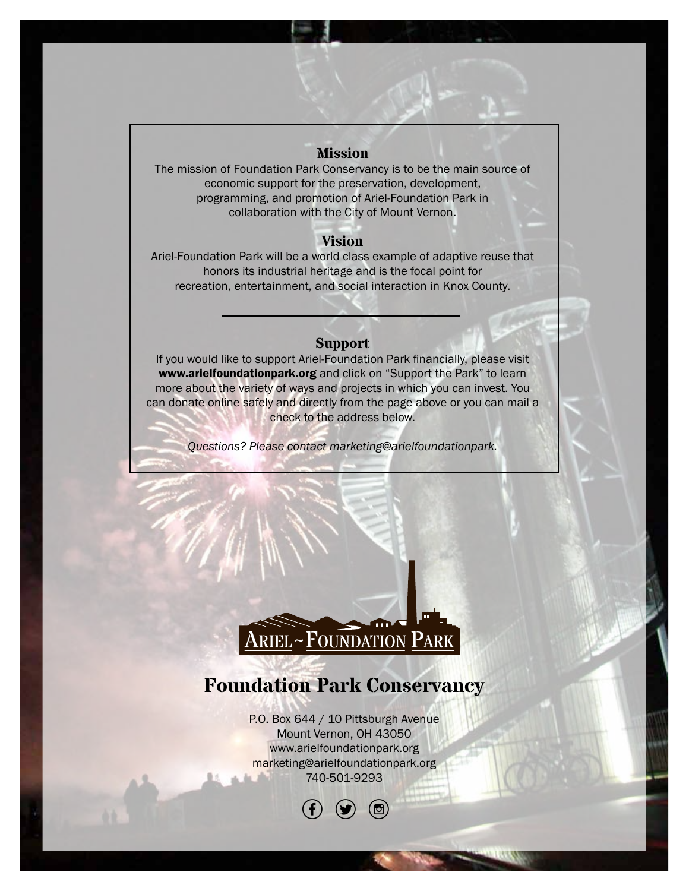## Mission

The mission of Foundation Park Conservancy is to be the main source of economic support for the preservation, development, programming, and promotion of Ariel-Foundation Park in collaboration with the City of Mount Vernon.

## Vision

Ariel-Foundation Park will be a world class example of adaptive reuse that honors its industrial heritage and is the focal point for recreation, entertainment, and social interaction in Knox County.

---

## Support

If you would like to support Ariel-Foundation Park financially, please visit **www.arielfoundationpark.org** and click on "Support the Park" to learn more about the variety of ways and projects in which you can invest. You can donate online safely and directly from the page above or you can mail a check to the address below.

*Questions? Please contact marketing@arielfoundationpark.*

ARIEL ~ FOUNDATION PARK

## Foundation Park Conservancy

P.O. Box 644 / 10 Pittsburgh Avenue
Mount Vernon, OH 43050
www.arielfoundationpark.org
marketing@arielfoundationpark.org
740-501-9293